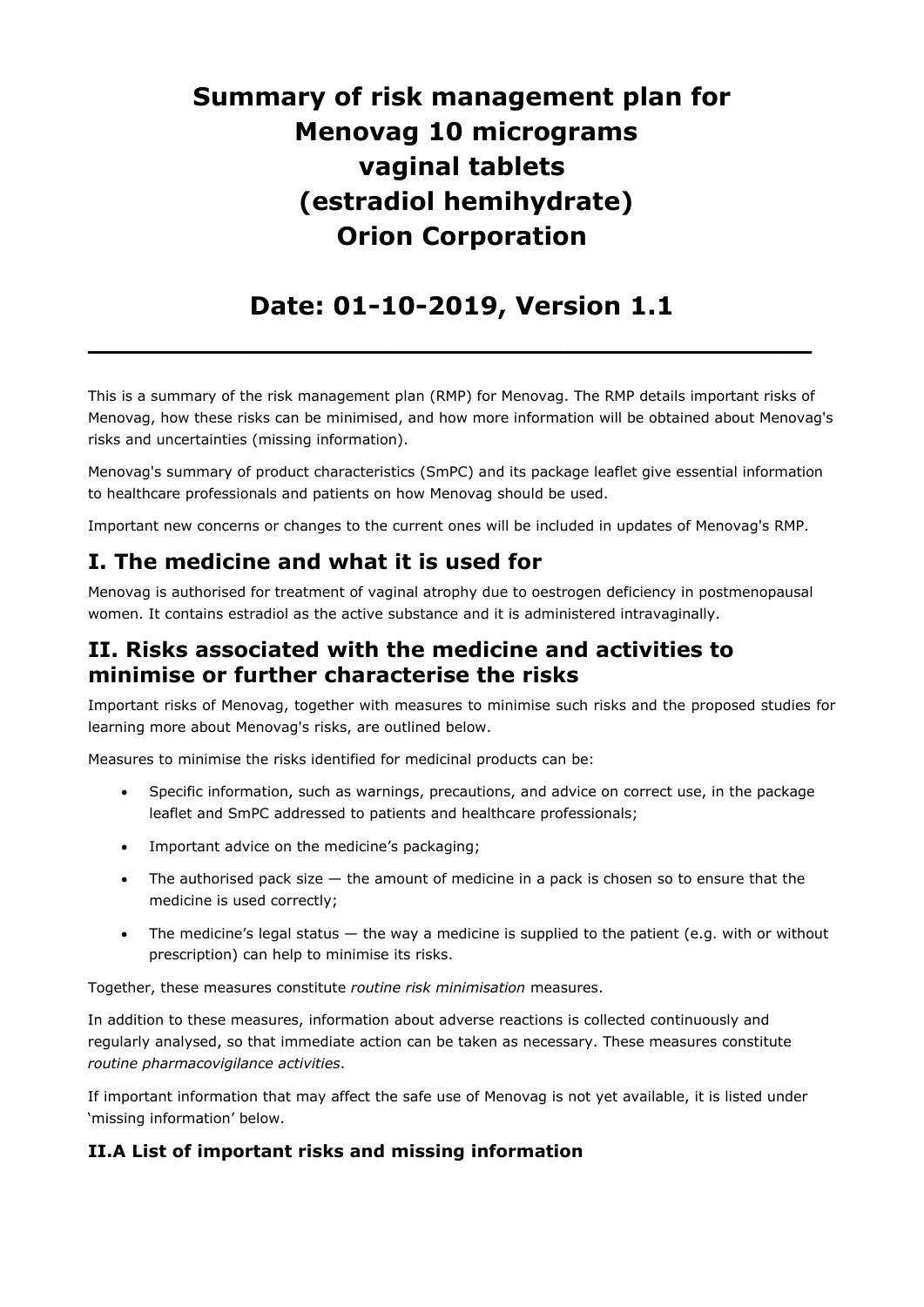# Summary of risk management plan for Menovag 10 micrograms vaginal tablets (estradiol hemihydrate) Orion Corporation

# Date: 01-10-2019, Version 1.1

---

This is a summary of the risk management plan (RMP) for Menovag. The RMP details important risks of Menovag, how these risks can be minimised, and how more information will be obtained about Menovag's risks and uncertainties (missing information).

Menovag's summary of product characteristics (SmPC) and its package leaflet give essential information to healthcare professionals and patients on how Menovag should be used.

Important new concerns or changes to the current ones will be included in updates of Menovag's RMP.

## I. The medicine and what it is used for

Menovag is authorised for treatment of vaginal atrophy due to oestrogen deficiency in postmenopausal women. It contains estradiol as the active substance and it is administered intravaginally.

## II. Risks associated with the medicine and activities to minimise or further characterise the risks

Important risks of Menovag, together with measures to minimise such risks and the proposed studies for learning more about Menovag's risks, are outlined below.

Measures to minimise the risks identified for medicinal products can be:

- Specific information, such as warnings, precautions, and advice on correct use, in the package leaflet and SmPC addressed to patients and healthcare professionals;
- Important advice on the medicine's packaging;
- The authorised pack size — the amount of medicine in a pack is chosen so to ensure that the medicine is used correctly;
- The medicine's legal status — the way a medicine is supplied to the patient (e.g. with or without prescription) can help to minimise its risks.

Together, these measures constitute *routine risk minimisation* measures.

In addition to these measures, information about adverse reactions is collected continuously and regularly analysed, so that immediate action can be taken as necessary. These measures constitute *routine pharmacovigilance activities*.

If important information that may affect the safe use of Menovag is not yet available, it is listed under 'missing information' below.

### II.A List of important risks and missing information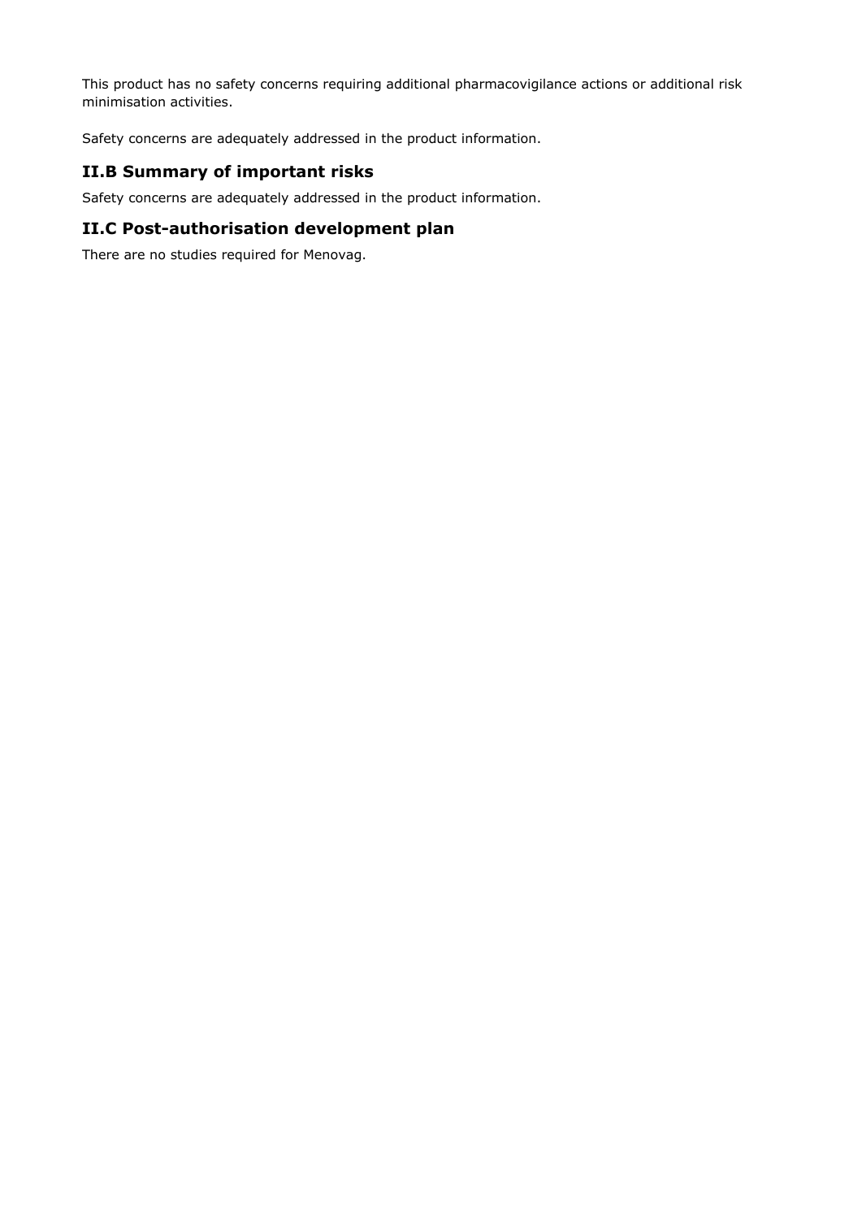This product has no safety concerns requiring additional pharmacovigilance actions or additional risk minimisation activities.

Safety concerns are adequately addressed in the product information.

## II.B Summary of important risks

Safety concerns are adequately addressed in the product information.

## II.C Post-authorisation development plan

There are no studies required for Menovag.